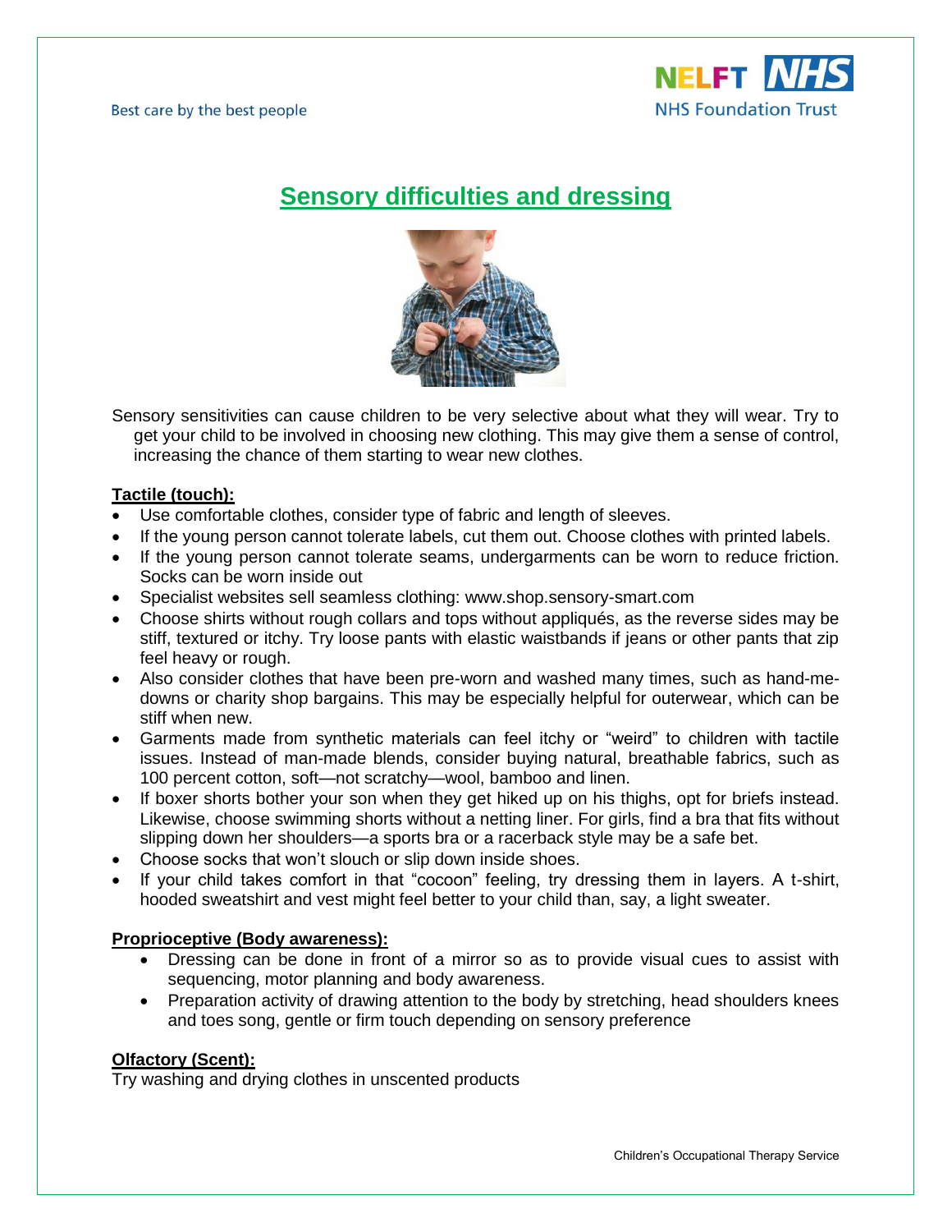# Sensory difficulties and dressing

Sensory sensitivities can cause children to be very selective about what they will wear. Try to get your child to be involved in choosing new clothing. This may give them a sense of control, increasing the chance of them starting to wear new clothes.

**Tactile (touch):**

- Use comfortable clothes, consider type of fabric and length of sleeves.
- If the young person cannot tolerate labels, cut them out. Choose clothes with printed labels.
- If the young person cannot tolerate seams, undergarments can be worn to reduce friction. Socks can be worn inside out
- Specialist websites sell seamless clothing: www.shop.sensory-smart.com
- Choose shirts without rough collars and tops without appliqués, as the reverse sides may be stiff, textured or itchy. Try loose pants with elastic waistbands if jeans or other pants that zip feel heavy or rough.
- Also consider clothes that have been pre-worn and washed many times, such as hand-me-downs or charity shop bargains. This may be especially helpful for outerwear, which can be stiff when new.
- Garments made from synthetic materials can feel itchy or "weird" to children with tactile issues. Instead of man-made blends, consider buying natural, breathable fabrics, such as 100 percent cotton, soft—not scratchy—wool, bamboo and linen.
- If boxer shorts bother your son when they get hiked up on his thighs, opt for briefs instead. Likewise, choose swimming shorts without a netting liner. For girls, find a bra that fits without slipping down her shoulders—a sports bra or a racerback style may be a safe bet.
- Choose socks that won't slouch or slip down inside shoes.
- If your child takes comfort in that "cocoon" feeling, try dressing them in layers. A t-shirt, hooded sweatshirt and vest might feel better to your child than, say, a light sweater.

**Proprioceptive (Body awareness):**

- Dressing can be done in front of a mirror so as to provide visual cues to assist with sequencing, motor planning and body awareness.
- Preparation activity of drawing attention to the body by stretching, head shoulders knees and toes song, gentle or firm touch depending on sensory preference

**Olfactory (Scent):**

Try washing and drying clothes in unscented products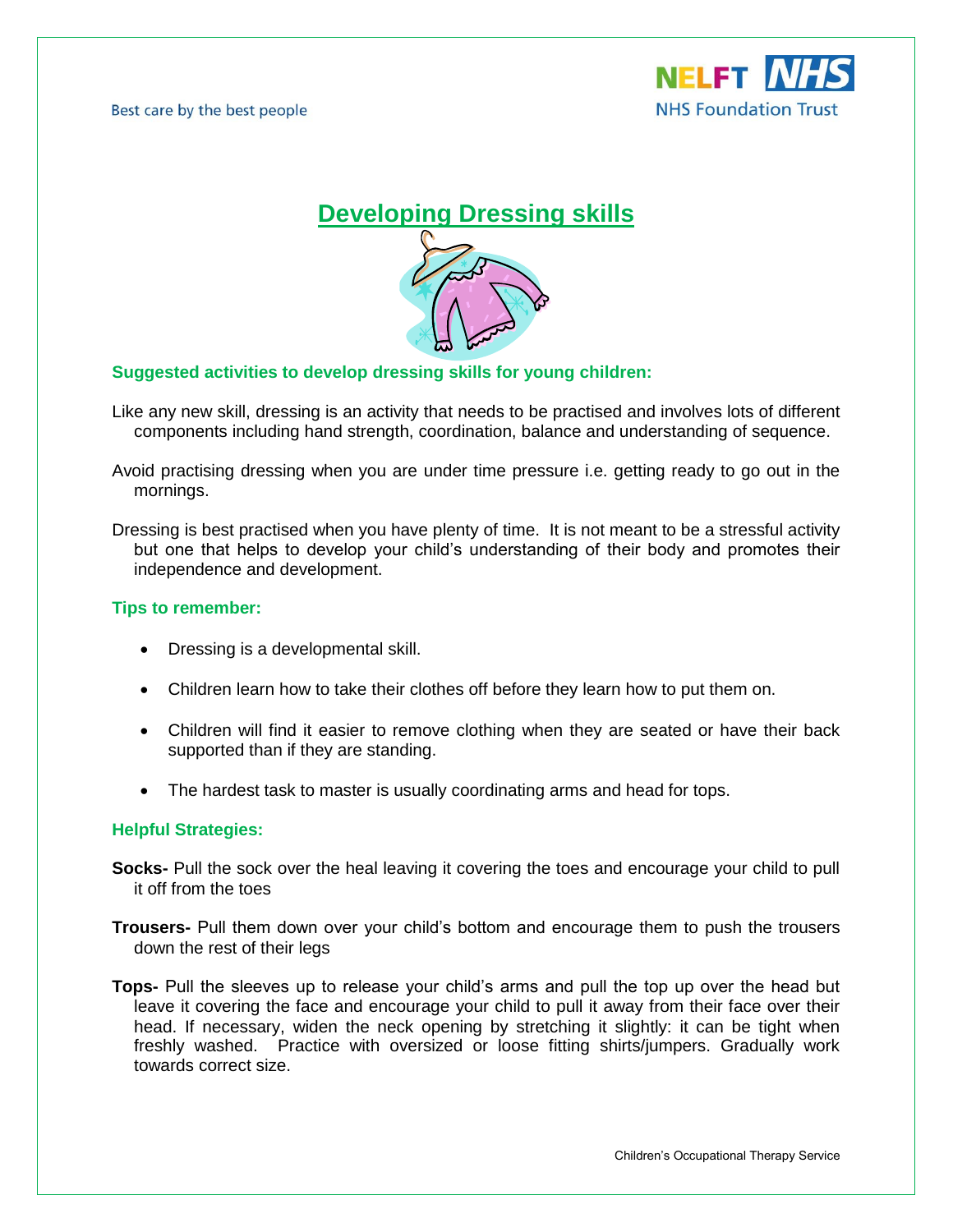# Developing Dressing skills

### Suggested activities to develop dressing skills for young children:

Like any new skill, dressing is an activity that needs to be practised and involves lots of different components including hand strength, coordination, balance and understanding of sequence.

Avoid practising dressing when you are under time pressure i.e. getting ready to go out in the mornings.

Dressing is best practised when you have plenty of time. It is not meant to be a stressful activity but one that helps to develop your child's understanding of their body and promotes their independence and development.

### Tips to remember:

- Dressing is a developmental skill.
- Children learn how to take their clothes off before they learn how to put them on.
- Children will find it easier to remove clothing when they are seated or have their back supported than if they are standing.
- The hardest task to master is usually coordinating arms and head for tops.

### Helpful Strategies:

**Socks-** Pull the sock over the heal leaving it covering the toes and encourage your child to pull it off from the toes

**Trousers-** Pull them down over your child's bottom and encourage them to push the trousers down the rest of their legs

**Tops-** Pull the sleeves up to release your child's arms and pull the top up over the head but leave it covering the face and encourage your child to pull it away from their face over their head. If necessary, widen the neck opening by stretching it slightly: it can be tight when freshly washed. Practice with oversized or loose fitting shirts/jumpers. Gradually work towards correct size.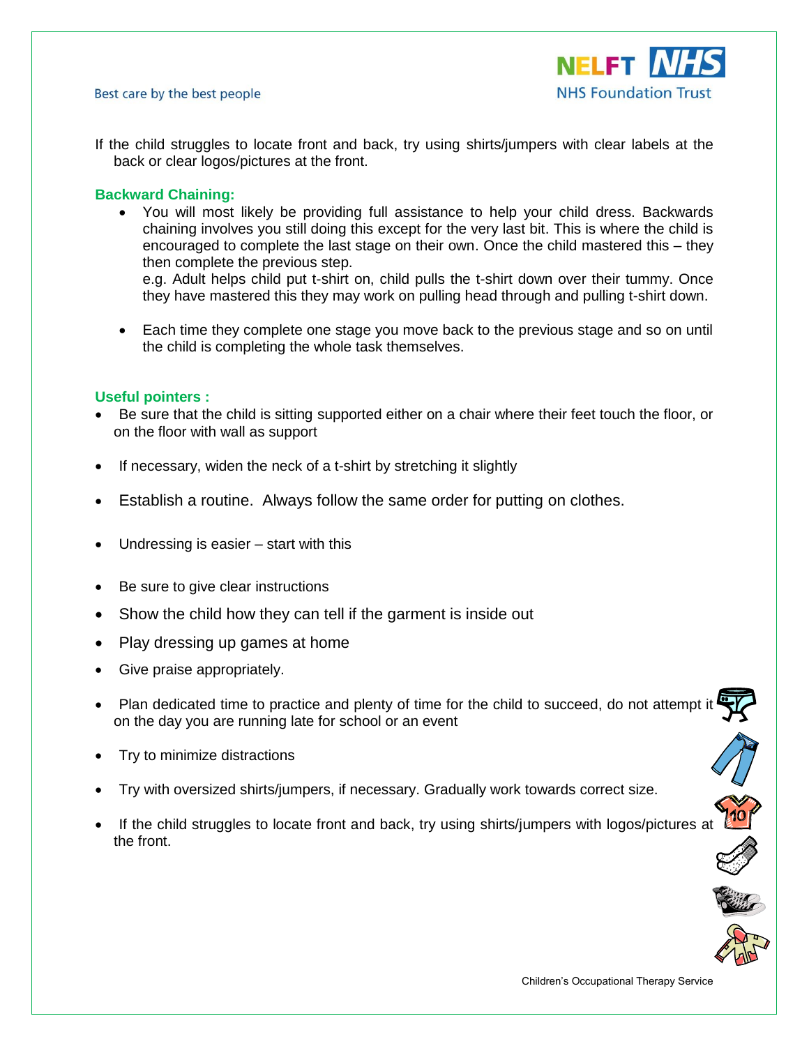If the child struggles to locate front and back, try using shirts/jumpers with clear labels at the back or clear logos/pictures at the front.

### Backward Chaining:

- You will most likely be providing full assistance to help your child dress. Backwards chaining involves you still doing this except for the very last bit. This is where the child is encouraged to complete the last stage on their own. Once the child mastered this – they then complete the previous step.
  e.g. Adult helps child put t-shirt on, child pulls the t-shirt down over their tummy. Once they have mastered this they may work on pulling head through and pulling t-shirt down.

- Each time they complete one stage you move back to the previous stage and so on until the child is completing the whole task themselves.

### Useful pointers :

- Be sure that the child is sitting supported either on a chair where their feet touch the floor, or on the floor with wall as support
- If necessary, widen the neck of a t-shirt by stretching it slightly
- Establish a routine. Always follow the same order for putting on clothes.
- Undressing is easier – start with this
- Be sure to give clear instructions
- Show the child how they can tell if the garment is inside out
- Play dressing up games at home
- Give praise appropriately.
- Plan dedicated time to practice and plenty of time for the child to succeed, do not attempt it on the day you are running late for school or an event
- Try to minimize distractions
- Try with oversized shirts/jumpers, if necessary. Gradually work towards correct size.
- If the child struggles to locate front and back, try using shirts/jumpers with logos/pictures at the front.